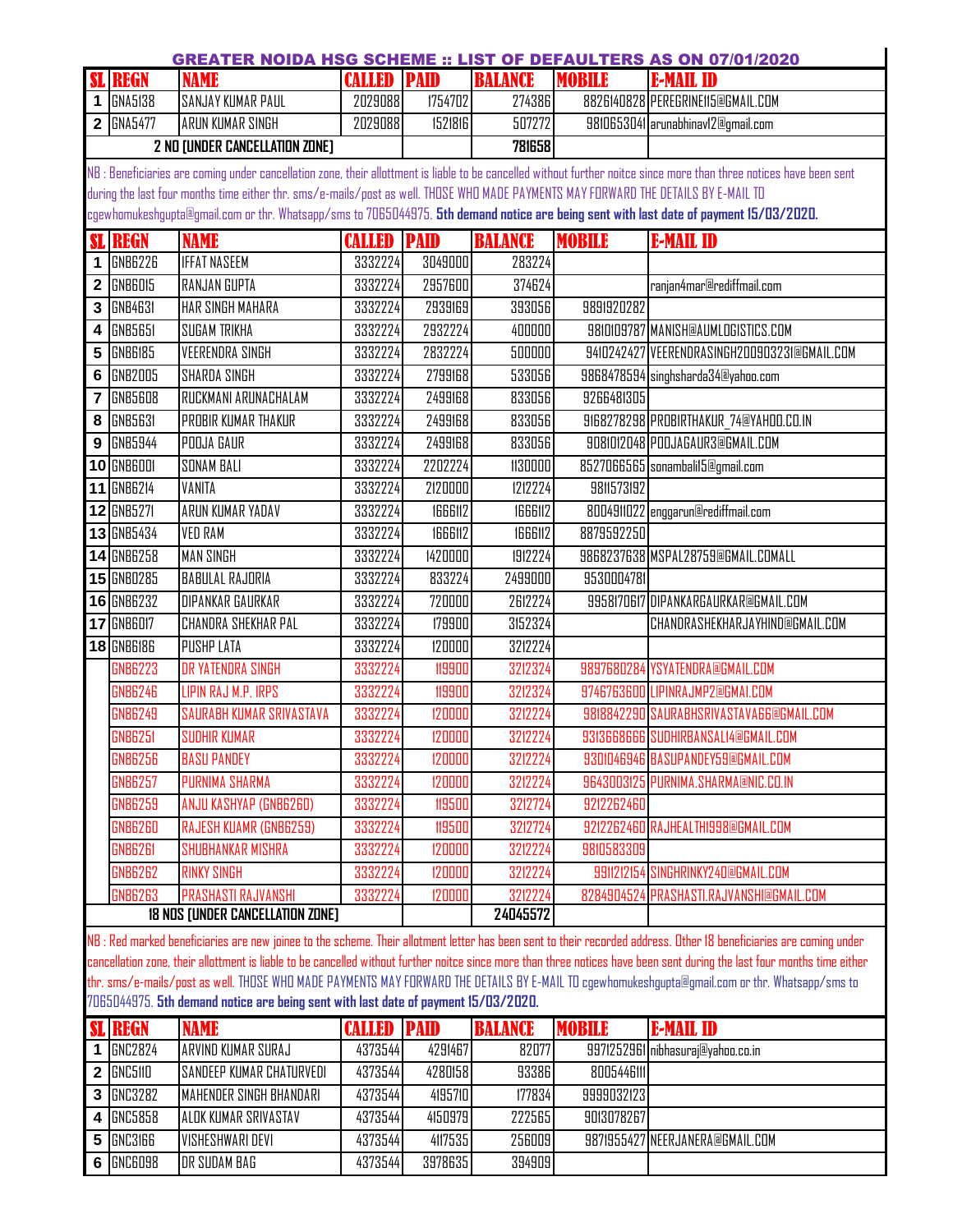## GREATER NOIDA HSG SCHEME :: LIST OF DEFAULTERS AS ON 07/01/2020

| SL | REGN | NAME | CALLED | PAID | BALANCE | MOBILE | E-MAIL ID |
|---|---|---|---|---|---|---|---|
| 1 | GNA5138 | SANJAY KUMAR PAUL | 2029088 | 1754702 | 274386 | 8826140828 | PEREGRINE115@GMAIL.COM |
| 2 | GNA5477 | ARUN KUMAR SINGH | 2029088 | 1521816 | 507272 | 9810653041 | arunabhinav12@gmail.com |
| | 2 NO [UNDER CANCELLATION ZONE] | | | | 781658 | | |

NB : Beneficiaries are coming under cancellation zone, their allottment is liable to be cancelled without further noitce since more than three notices have been sent during the last four months time either thr. sms/e-mails/post as well. THOSE WHO MADE PAYMENTS MAY FORWARD THE DETAILS BY E-MAIL TO cgewhomukeshgupta@gmail.com or thr. Whatsapp/sms to 7065044975. **5th demand notice are being sent with last date of payment 15/03/2020.**

| SL | REGN | NAME | CALLED | PAID | BALANCE | MOBILE | E-MAIL ID |
|---|---|---|---|---|---|---|---|
| 1 | GNB6226 | IFFAT NASEEM | 3332224 | 3049000 | 283224 | | |
| 2 | GNB6015 | RANJAN GUPTA | 3332224 | 2957600 | 374624 | | ranjan4mar@rediffmail.com |
| 3 | GNB4631 | HAR SINGH MAHARA | 3332224 | 2939169 | 393056 | 9891920282 | |
| 4 | GNB5651 | SUGAM TRIKHA | 3332224 | 2932224 | 400000 | 9810109787 | MANISH@AUMLOGISTICS.COM |
| 5 | GNB6185 | VEERENDRA SINGH | 3332224 | 2832224 | 500000 | 9410242427 | VEERENDRASINGH200903231@GMAIL.COM |
| 6 | GNB2005 | SHARDA SINGH | 3332224 | 2799168 | 533056 | 9868478594 | singhsharda34@yahoo.com |
| 7 | GNB5608 | RUCKMANI ARUNACHALAM | 3332224 | 2499168 | 833056 | 9266481305 | |
| 8 | GNB5631 | PROBIR KUMAR THAKUR | 3332224 | 2499168 | 833056 | 9168278298 | PROBIRTHAKUR_74@YAHOO.CO.IN |
| 9 | GNB5944 | POOJA GAUR | 3332224 | 2499168 | 833056 | 9081012048 | POOJAGAUR3@GMAIL.COM |
| 10 | GNB6001 | SONAM BALI | 3332224 | 2202224 | 1130000 | 8527066565 | sonambali15@gmail.com |
| 11 | GNB6214 | VANITA | 3332224 | 2120000 | 1212224 | 9811573192 | |
| 12 | GNB5271 | ARUN KUMAR YADAV | 3332224 | 1666112 | 1666112 | 8004911022 | enggarun@rediffmail.com |
| 13 | GNB5434 | VED RAM | 3332224 | 1666112 | 1666112 | 8879592250 | |
| 14 | GNB6258 | MAN SINGH | 3332224 | 1420000 | 1912224 | 9868237638 | MSPAL28759@GMAIL.COMALL |
| 15 | GNB0285 | BABULAL RAJORIA | 3332224 | 833224 | 2499000 | 9530004781 | |
| 16 | GNB6232 | DIPANKAR GAURKAR | 3332224 | 720000 | 2612224 | 9958170617 | DIPANKARGAURKAR@GMAIL.COM |
| 17 | GNB6017 | CHANDRA SHEKHAR PAL | 3332224 | 179900 | 3152324 | | CHANDRASHEKHARJAYHIND@GMAIL.COM |
| 18 | GNB6186 | PUSHP LATA | 3332224 | 120000 | 3212224 | | |
| | GNB6223 | DR YATENDRA SINGH | 3332224 | 119900 | 3212324 | 9897680284 | YSYATENDRA@GMAIL.COM |
| | GNB6246 | LIPIN RAJ M.P. IRPS | 3332224 | 119900 | 3212324 | 9746763600 | LIPINRAJMP2@GMAI.COM |
| | GNB6249 | SAURABH KUMAR SRIVASTAVA | 3332224 | 120000 | 3212224 | 9818842290 | SAURABHSRIVASTAVA66@GMAIL.COM |
| | GNB6251 | SUDHIR KUMAR | 3332224 | 120000 | 3212224 | 9313668666 | SUDHIRBANSAL14@GMAIL.COM |
| | GNB6256 | BASU PANDEY | 3332224 | 120000 | 3212224 | 9301046946 | BASUPANDEY59@GMAIL.COM |
| | GNB6257 | PURNIMA SHARMA | 3332224 | 120000 | 3212224 | 9643003125 | PURNIMA.SHARMA@NIC.CO.IN |
| | GNB6259 | ANJU KASHYAP (GNB6260) | 3332224 | 119500 | 3212724 | 9212262460 | |
| | GNB6260 | RAJESH KUAMR (GNB6259) | 3332224 | 119500 | 3212724 | 9212262460 | RAJHEALTH1998@GMAIL.COM |
| | GNB6261 | SHUBHANKAR MISHRA | 3332224 | 120000 | 3212224 | 9810583309 | |
| | GNB6262 | RINKY SINGH | 3332224 | 120000 | 3212224 | 9911212154 | SINGHRINKY240@GMAIL.COM |
| | GNB6263 | PRASHASTI RAJVANSHI | 3332224 | 120000 | 3212224 | 8284904524 | PRASHASTI.RAJVANSHI@GMAIL.COM |
| | 18 NOS [UNDER CANCELLATION ZONE] | | | | 24045572 | | |

NB : Red marked beneficiaries are new joinee to the scheme. Their allotment letter has been sent to their recorded address. Other 18 beneficiaries are coming under cancellation zone, their allotment is liable to be cancelled without further noitce since more than three notices have been sent during the last four months time either thr. sms/e-mails/post as well. THOSE WHO MADE PAYMENTS MAY FORWARD THE DETAILS BY E-MAIL TO cgewhomukeshgupta@gmail.com or thr. Whatsapp/sms to 7065044975. **5th demand notice are being sent with last date of payment 15/03/2020.**

| SL | REGN | NAME | CALLED | PAID | BALANCE | MOBILE | E-MAIL ID |
|---|---|---|---|---|---|---|---|
| 1 | GNC2824 | ARVIND KUMAR SURAJ | 4373544 | 4291467 | 82077 | 9971252961 | nibhasuraj@yahoo.co.in |
| 2 | GNC5110 | SANDEEP KUMAR CHATURVEDI | 4373544 | 4280158 | 93386 | 8005446111 | |
| 3 | GNC3282 | MAHENDER SINGH BHANDARI | 4373544 | 4195710 | 177834 | 9999032123 | |
| 4 | GNC5858 | ALOK KUMAR SRIVASTAV | 4373544 | 4150979 | 222565 | 9013078267 | |
| 5 | GNC3166 | VISHESHWARI DEVI | 4373544 | 4117535 | 256009 | 9871955427 | NEERJANERA@GMAIL.COM |
| 6 | GNC6098 | DR SUDAM BAG | 4373544 | 3978635 | 394909 | | |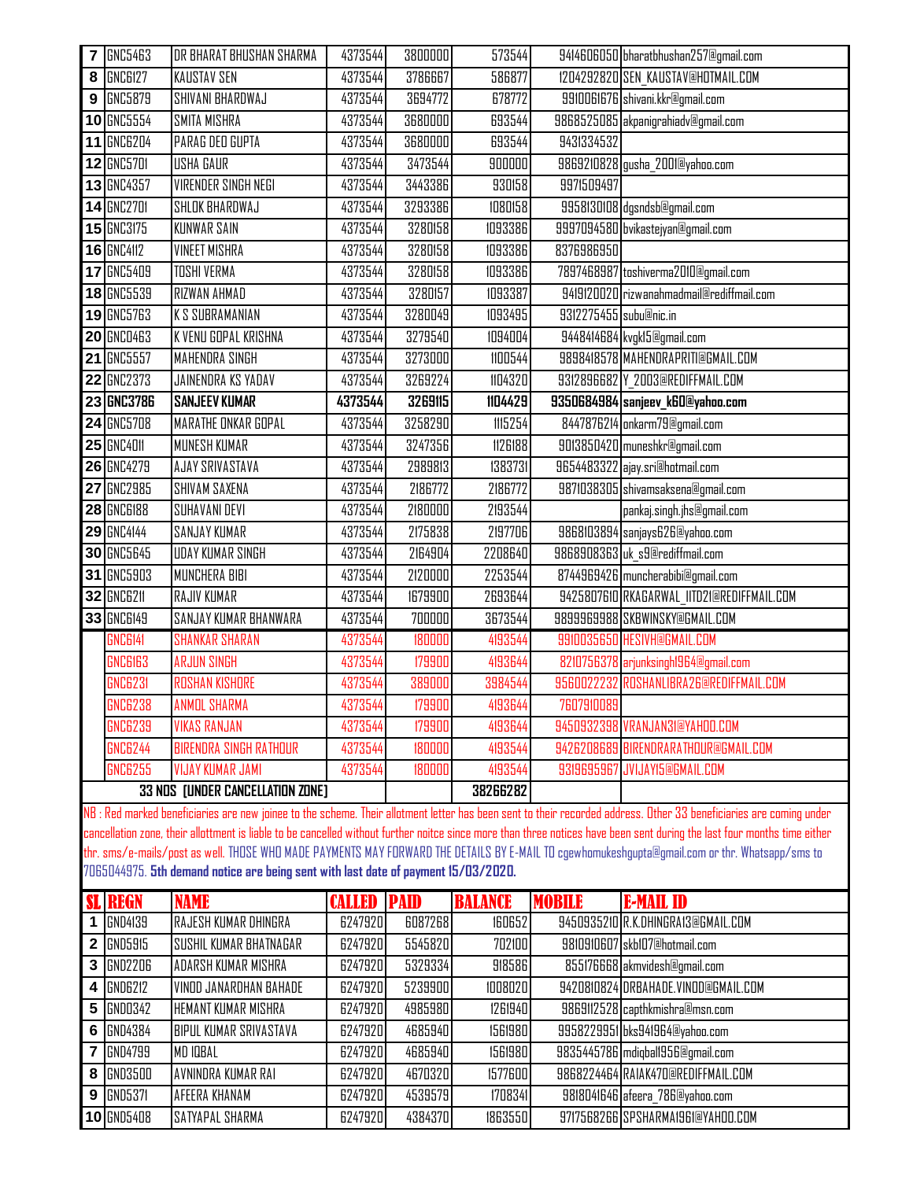| | | | | | | | |
|---|---|---|---|---|---|---|---|
| 7 | GNC5463 | DR BHARAT BHUSHAN SHARMA | 4373544 | 3800000 | 573544 | 9414606050 | bharatbhushan257@gmail.com |
| 8 | GNC6127 | KAUSTAV SEN | 4373544 | 3786667 | 586877 | 1204292820 | SEN_KAUSTAV@HOTMAIL.COM |
| 9 | GNC5879 | SHIVANI BHARDWAJ | 4373544 | 3694772 | 678772 | 9910061676 | shivani.kkr@gmail.com |
| 10 | GNC5554 | SMITA MISHRA | 4373544 | 3680000 | 693544 | 9868525085 | akpanigrahiadv@gmail.com |
| 11 | GNC6204 | PARAG DEO GUPTA | 4373544 | 3680000 | 693544 | 9431334532 | |
| 12 | GNC5701 | USHA GAUR | 4373544 | 3473544 | 900000 | 9869210828 | gusha_2001@yahoo.com |
| 13 | GNC4357 | VIRENDER SINGH NEGI | 4373544 | 3443386 | 930158 | 9971509497 | |
| 14 | GNC2701 | SHLOK BHARDWAJ | 4373544 | 3293386 | 1080158 | 9958130108 | dgsndsb@gmail.com |
| 15 | GNC3175 | KUNWAR SAIN | 4373544 | 3280158 | 1093386 | 9997094580 | bvikastejyan@gmail.com |
| 16 | GNC4112 | VINEET MISHRA | 4373544 | 3280158 | 1093386 | 8376986950 | |
| 17 | GNC5409 | TOSHI VERMA | 4373544 | 3280158 | 1093386 | 7897468987 | toshiverma2010@gmail.com |
| 18 | GNC5539 | RIZWAN AHMAD | 4373544 | 3280157 | 1093387 | 9419120020 | rizwanahmadmail@rediffmail.com |
| 19 | GNC5763 | K S SUBRAMANIAN | 4373544 | 3280049 | 1093495 | 9312275455 | subu@nic.in |
| 20 | GNC0463 | K VENU GOPAL KRISHNA | 4373544 | 3279540 | 1094004 | 9448414684 | kvgk15@gmail.com |
| 21 | GNC5557 | MAHENDRA SINGH | 4373544 | 3273000 | 1100544 | 9898418578 | MAHENDRAPRITI@GMAIL.COM |
| 22 | GNC2373 | JAINENDRA KS YADAV | 4373544 | 3269224 | 1104320 | 9312896682 | Y_2003@REDIFFMAIL.COM |
| 23 | **GNC3786** | **SANJEEV KUMAR** | **4373544** | **3269115** | **1104429** | **9350684984** | **sanjeev_k60@yahoo.com** |
| 24 | GNC5708 | MARATHE ONKAR GOPAL | 4373544 | 3258290 | 1115254 | 8447876214 | onkarm79@gmail.com |
| 25 | GNC4011 | MUNESH KUMAR | 4373544 | 3247356 | 1126188 | 9013850420 | muneshkr@gmail.com |
| 26 | GNC4279 | AJAY SRIVASTAVA | 4373544 | 2989813 | 1383731 | 9654483322 | ajay.sri@hotmail.com |
| 27 | GNC2985 | SHIVAM SAXENA | 4373544 | 2186772 | 2186772 | 9871038305 | shivamsaksena@gmail.com |
| 28 | GNC6188 | SUHAVANI DEVI | 4373544 | 2180000 | 2193544 | | pankaj.singh.jhs@gmail.com |
| 29 | GNC4144 | SANJAY KUMAR | 4373544 | 2175838 | 2197706 | 9868103894 | sanjays626@yahoo.com |
| 30 | GNC5645 | UDAY KUMAR SINGH | 4373544 | 2164904 | 2208640 | 9868908363 | uk_s9@rediffmail.com |
| 31 | GNC5903 | MUNCHERA BIBI | 4373544 | 2120000 | 2253544 | 8744969426 | muncherabibi@gmail.com |
| 32 | GNC6211 | RAJIV KUMAR | 4373544 | 1679900 | 2693644 | 9425807610 | RKAGARWAL_IITD21@REDIFFMAIL.COM |
| 33 | GNC6149 | SANJAY KUMAR BHANWARA | 4373544 | 700000 | 3673544 | 9899969988 | SKBWINSKY@GMAIL.COM |
| | GNC6141 | SHANKAR SHARAN | 4373544 | 180000 | 4193544 | 9910035650 | HESIVH@GMAIL.COM |
| | GNC6163 | ARJUN SINGH | 4373544 | 179900 | 4193644 | 8210756378 | arjunksingh1964@gmail.com |
| | GNC6231 | ROSHAN KISHORE | 4373544 | 389000 | 3984544 | 9560022232 | ROSHANLIBRA26@REDIFFMAIL.COM |
| | GNC6238 | ANMOL SHARMA | 4373544 | 179900 | 4193644 | 7607910089 | |
| | GNC6239 | VIKAS RANJAN | 4373544 | 179900 | 4193644 | 9450932398 | VRANJAN31@YAHOO.COM |
| | GNC6244 | BIRENDRA SINGH RATHOUR | 4373544 | 180000 | 4193544 | 9426208689 | BIRENDRARATHOUR@GMAIL.COM |
| | GNC6255 | VIJAY KUMAR JAMI | 4373544 | 180000 | 4193544 | 9319695967 | JVIJAY15@GMAIL.COM |
| | | **33 NOS (UNDER CANCELLATION ZONE)** | | | **38266282** | | |

NB : Red marked beneficiaries are new joinee to the scheme. Their allotment letter has been sent to their recorded address. Other 33 beneficiaries are coming under cancellation zone, their allottment is liable to be cancelled without further noitce since more than three notices have been sent during the last four months time either thr. sms/e-mails/post as well. THOSE WHO MADE PAYMENTS MAY FORWARD THE DETAILS BY E-MAIL TO cgewhomukeshgupta@gmail.com or thr. Whatsapp/sms to 7065044975. **5th demand notice are being sent with last date of payment 15/03/2020.**

| SL | REGN | NAME | CALLED | PAID | BALANCE | MOBILE | E-MAIL ID |
|---|---|---|---|---|---|---|---|
| 1 | GND4139 | RAJESH KUMAR DHINGRA | 6247920 | 6087268 | 160652 | 9450935210 | R.K.DHINGRA13@GMAIL.COM |
| 2 | GND5915 | SUSHIL KUMAR BHATNAGAR | 6247920 | 5545820 | 702100 | 9810910607 | skb107@hotmail.com |
| 3 | GND2206 | ADARSH KUMAR MISHRA | 6247920 | 5329334 | 918586 | 855176668 | akmvidesh@gmail.com |
| 4 | GND6212 | VINOD JANARDHAN BAHADE | 6247920 | 5239900 | 1008020 | 9420810824 | DRBAHADE.VINOD@GMAIL.COM |
| 5 | GND0342 | HEMANT KUMAR MISHRA | 6247920 | 4985980 | 1261940 | 9869112528 | capthkmishra@msn.com |
| 6 | GND4384 | BIPUL KUMAR SRIVASTAVA | 6247920 | 4685940 | 1561980 | 9958229951 | bks941964@yahoo.com |
| 7 | GND4799 | MD IQBAL | 6247920 | 4685940 | 1561980 | 9835445786 | mdiqbal1956@gmail.com |
| 8 | GND3500 | AVNINDRA KUMAR RAI | 6247920 | 4670320 | 1577600 | 9868224464 | RAIAK470@REDIFFMAIL.COM |
| 9 | GND5371 | AFEERA KHANAM | 6247920 | 4539579 | 1708341 | 9818041646 | afeera_786@yahoo.com |
| 10 | GND5408 | SATYAPAL SHARMA | 6247920 | 4384370 | 1863550 | 9717568266 | SPSHARMA1961@YAHOO.COM |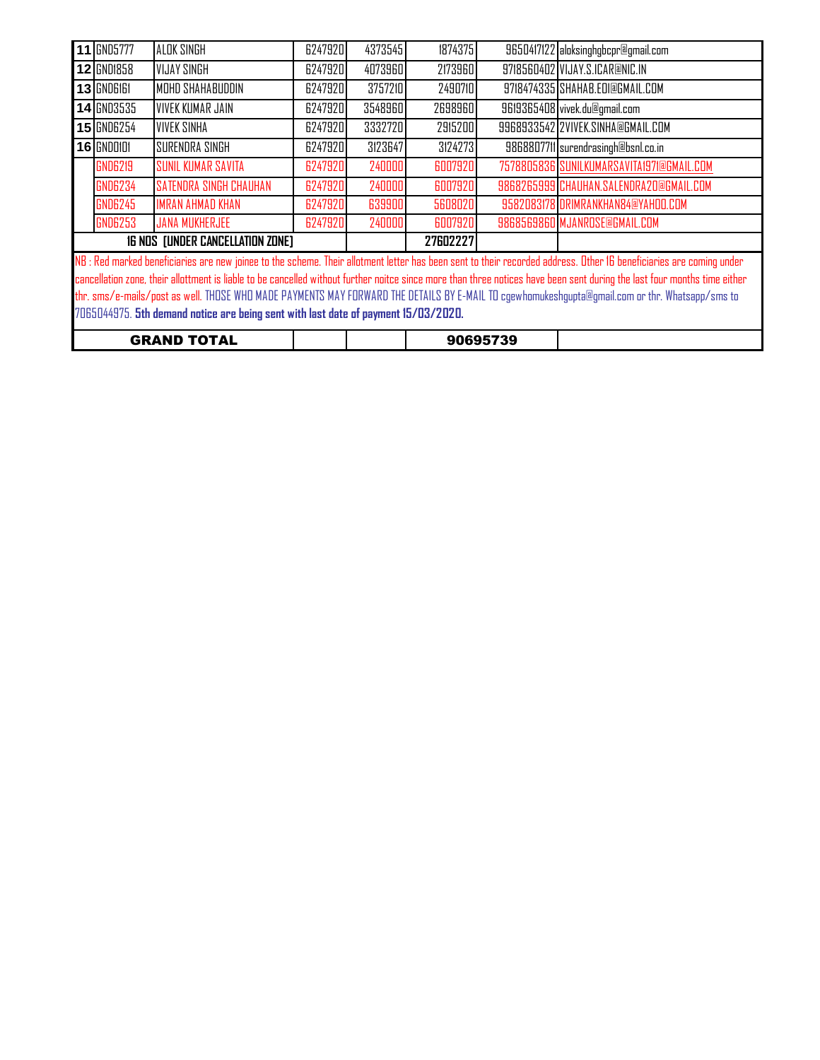| | | | | | | | |
|---|---|---|---|---|---|---|---|
| 11 | GND5777 | ALOK SINGH | 6247920 | 4373545 | 1874375 | 9650417122 | aloksinghgbcpr@gmail.com |
| 12 | GND1858 | VIJAY SINGH | 6247920 | 4073960 | 2173960 | 9718560402 | VIJAY.S.ICAR@NIC.IN |
| 13 | GND6161 | MOHD SHAHABUDDIN | 6247920 | 3757210 | 2490710 | 9718474335 | SHAHAB.EDI@GMAIL.COM |
| 14 | GND3535 | VIVEK KUMAR JAIN | 6247920 | 3548960 | 2698960 | 9619365408 | vivek.du@gmail.com |
| 15 | GND6254 | VIVEK SINHA | 6247920 | 3332720 | 2915200 | 9968933542 | 2VIVEK.SINHA@GMAIL.COM |
| 16 | GND0101 | SURENDRA SINGH | 6247920 | 3123647 | 3124273 | 9868807711 | surendrasingh@bsnl.co.in |
| | GND6219 | SUNIL KUMAR SAVITA | 6247920 | 240000 | 6007920 | 7578805836 | SUNILKUMARSAVITA1971@GMAIL.COM |
| | GND6234 | SATENDRA SINGH CHAUHAN | 6247920 | 240000 | 6007920 | 9868265999 | CHAUHAN.SALENDRA20@GMAIL.COM |
| | GND6245 | IMRAN AHMAD KHAN | 6247920 | 639900 | 5608020 | 9582083178 | DRIMRANKHAN84@YAHOO.COM |
| | GND6253 | JANA MUKHERJEE | 6247920 | 240000 | 6007920 | 9868569860 | MJANROSE@GMAIL.COM |
| | 16 NOS (UNDER CANCELLATION ZONE) | | | | 27602227 | | |

NB : Red marked beneficiaries are new joinee to the scheme. Their allotment letter has been sent to their recorded address. Other 16 beneficiaries are coming under cancellation zone, their allottment is liable to be cancelled without further noitce since more than three notices have been sent during the last four months time either thr. sms/e-mails/post as well. THOSE WHO MADE PAYMENTS MAY FORWARD THE DETAILS BY E-MAIL TO cgewhomukeshgupta@gmail.com or thr. Whatsapp/sms to 7065044975. **5th demand notice are being sent with last date of payment 15/03/2020.**

| | | | | |
|---|---|---|---|---|
| **GRAND TOTAL** | | | **90695739** | |